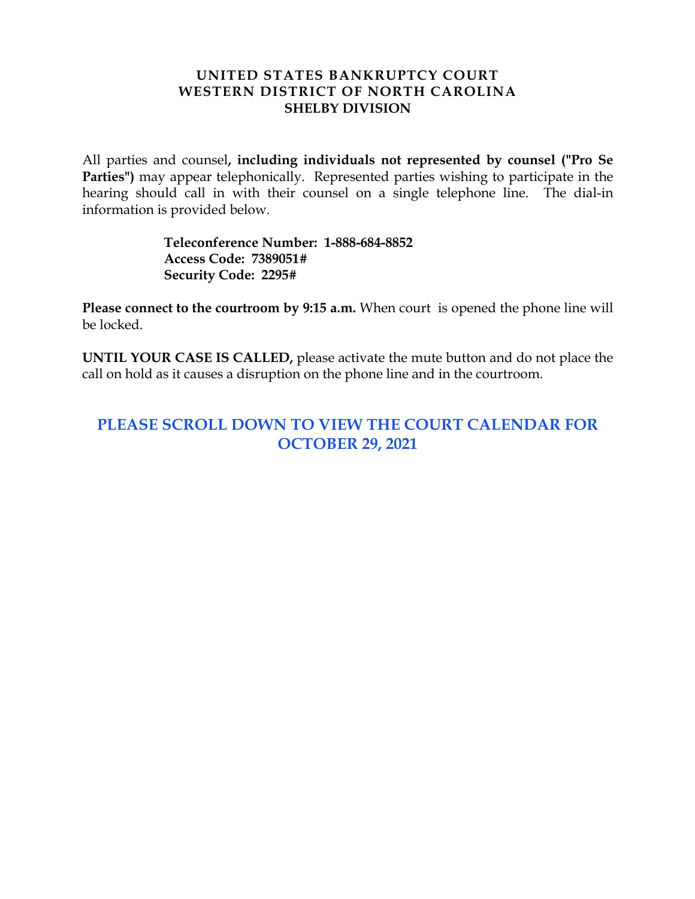**UNITED STATES BANKRUPTCY COURT**
**WESTERN DISTRICT OF NORTH CAROLINA**
**SHELBY DIVISION**

All parties and counsel**, including individuals not represented by counsel ("Pro Se Parties")** may appear telephonically. Represented parties wishing to participate in the hearing should call in with their counsel on a single telephone line. The dial-in information is provided below.

**Teleconference Number: 1-888-684-8852**
**Access Code: 7389051#**
**Security Code: 2295#**

**Please connect to the courtroom by 9:15 a.m.** When court is opened the phone line will be locked.

**UNTIL YOUR CASE IS CALLED,** please activate the mute button and do not place the call on hold as it causes a disruption on the phone line and in the courtroom.

## PLEASE SCROLL DOWN TO VIEW THE COURT CALENDAR FOR OCTOBER 29, 2021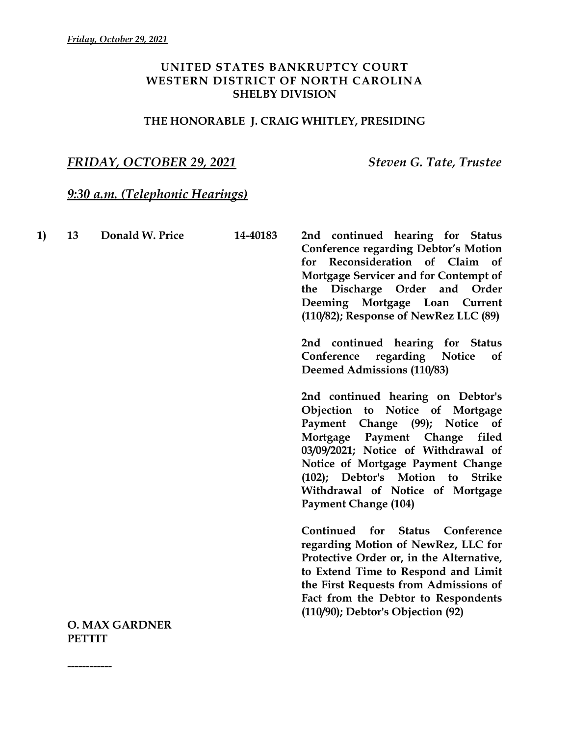# UNITED STATES BANKRUPTCY COURT
## WESTERN DISTRICT OF NORTH CAROLINA
## SHELBY DIVISION

### THE HONORABLE J. CRAIG WHITLEY, PRESIDING

***FRIDAY, OCTOBER 29, 2021*** *Steven G. Tate, Trustee*

***9:30 a.m. (Telephonic Hearings)***

**1)** **13** **Donald W. Price** **14-40183**

**2nd continued hearing for Status Conference regarding Debtor's Motion for Reconsideration of Claim of Mortgage Servicer and for Contempt of the Discharge Order and Order Deeming Mortgage Loan Current (110/82); Response of NewRez LLC (89)**

**2nd continued hearing for Status Conference regarding Notice of Deemed Admissions (110/83)**

**2nd continued hearing on Debtor's Objection to Notice of Mortgage Payment Change (99); Notice of Mortgage Payment Change filed 03/09/2021; Notice of Withdrawal of Notice of Mortgage Payment Change (102); Debtor's Motion to Strike Withdrawal of Notice of Mortgage Payment Change (104)**

**Continued for Status Conference regarding Motion of NewRez, LLC for Protective Order or, in the Alternative, to Extend Time to Respond and Limit the First Requests from Admissions of Fact from the Debtor to Respondents (110/90); Debtor's Objection (92)**

**O. MAX GARDNER**
**PETTIT**

------------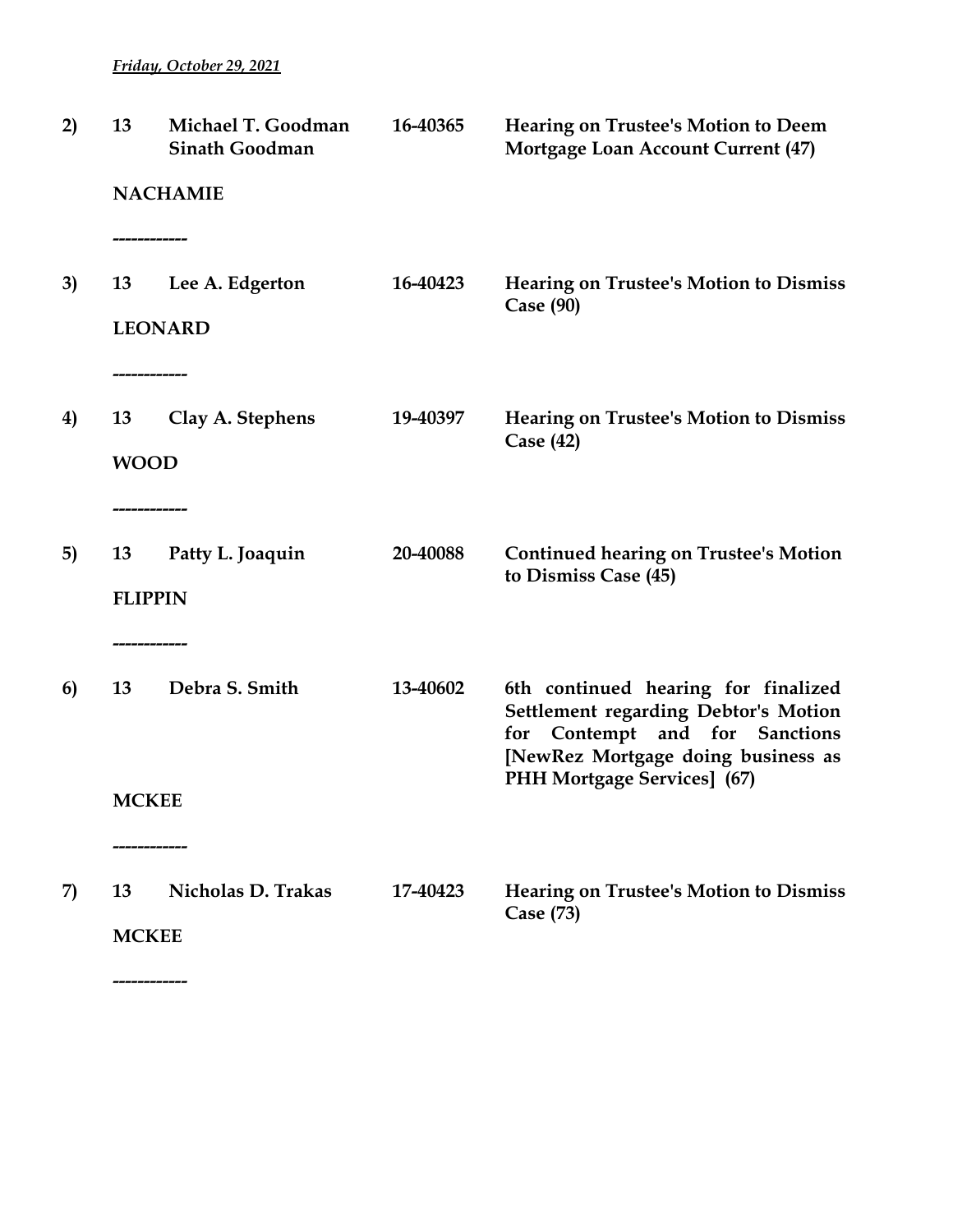*Friday, October 29, 2021*

**2)** **13** **Michael T. Goodman** **16-40365** **Hearing on Trustee's Motion to Deem**
**Sinath Goodman** **Mortgage Loan Account Current (47)**

**NACHAMIE**

**------------**

**3)** **13** **Lee A. Edgerton** **16-40423** **Hearing on Trustee's Motion to Dismiss Case (90)**

**LEONARD**

**------------**

**4)** **13** **Clay A. Stephens** **19-40397** **Hearing on Trustee's Motion to Dismiss Case (42)**

**WOOD**

**------------**

**5)** **13** **Patty L. Joaquin** **20-40088** **Continued hearing on Trustee's Motion to Dismiss Case (45)**

**FLIPPIN**

**------------**

**6)** **13** **Debra S. Smith** **13-40602** **6th continued hearing for finalized Settlement regarding Debtor's Motion for Contempt and for Sanctions [NewRez Mortgage doing business as PHH Mortgage Services] (67)**

**MCKEE**

**------------**

**7)** **13** **Nicholas D. Trakas** **17-40423** **Hearing on Trustee's Motion to Dismiss Case (73)**

**MCKEE**

**------------**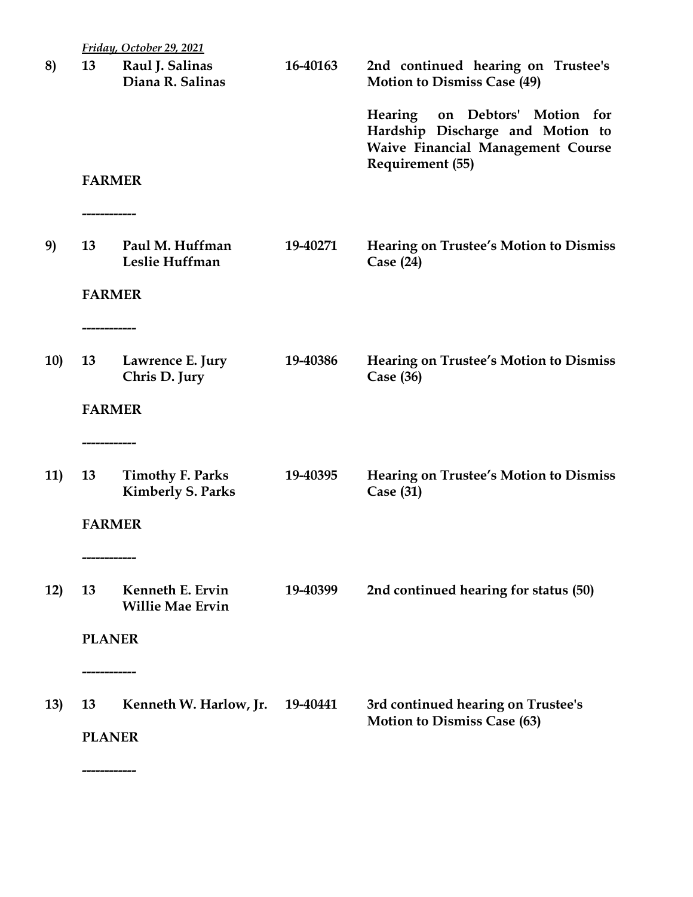*Friday, October 29, 2021*

**8)** **13** **Raul J. Salinas** **Diana R. Salinas** **16-40163** **2nd continued hearing on Trustee's Motion to Dismiss Case (49)**

**Hearing on Debtors' Motion for Hardship Discharge and Motion to Waive Financial Management Course Requirement (55)**

**FARMER**

------------

**9)** **13** **Paul M. Huffman** **Leslie Huffman** **19-40271** **Hearing on Trustee's Motion to Dismiss Case (24)**

**FARMER**

------------

**10)** **13** **Lawrence E. Jury** **Chris D. Jury** **19-40386** **Hearing on Trustee's Motion to Dismiss Case (36)**

**FARMER**

------------

**11)** **13** **Timothy F. Parks** **Kimberly S. Parks** **19-40395** **Hearing on Trustee's Motion to Dismiss Case (31)**

**FARMER**

------------

**12)** **13** **Kenneth E. Ervin** **Willie Mae Ervin** **19-40399** **2nd continued hearing for status (50)**

**PLANER**

------------

**13)** **13** **Kenneth W. Harlow, Jr.** **19-40441** **3rd continued hearing on Trustee's Motion to Dismiss Case (63)**

**PLANER**

------------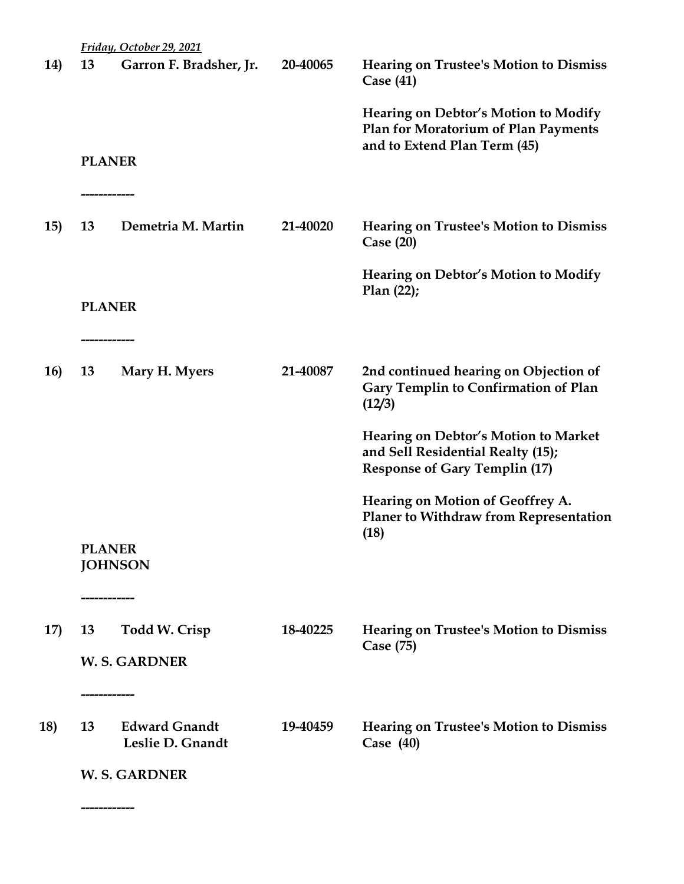*Friday, October 29, 2021*

**14)** **13** **Garron F. Bradsher, Jr.** **20-40065** **Hearing on Trustee's Motion to Dismiss Case (41)**

**Hearing on Debtor's Motion to Modify Plan for Moratorium of Plan Payments and to Extend Plan Term (45)**

**PLANER**

------------

**15)** **13** **Demetria M. Martin** **21-40020** **Hearing on Trustee's Motion to Dismiss Case (20)**

**Hearing on Debtor's Motion to Modify Plan (22);**

**PLANER**

------------

**16)** **13** **Mary H. Myers** **21-40087** **2nd continued hearing on Objection of Gary Templin to Confirmation of Plan (12/3)**

**Hearing on Debtor's Motion to Market and Sell Residential Realty (15); Response of Gary Templin (17)**

**Hearing on Motion of Geoffrey A. Planer to Withdraw from Representation (18)**

**PLANER**
**JOHNSON**

------------

**17)** **13** **Todd W. Crisp** **18-40225** **Hearing on Trustee's Motion to Dismiss Case (75)**

**W. S. GARDNER**

------------

**18)** **13** **Edward Gnandt**
**Leslie D. Gnandt** **19-40459** **Hearing on Trustee's Motion to Dismiss Case (40)**

**W. S. GARDNER**

------------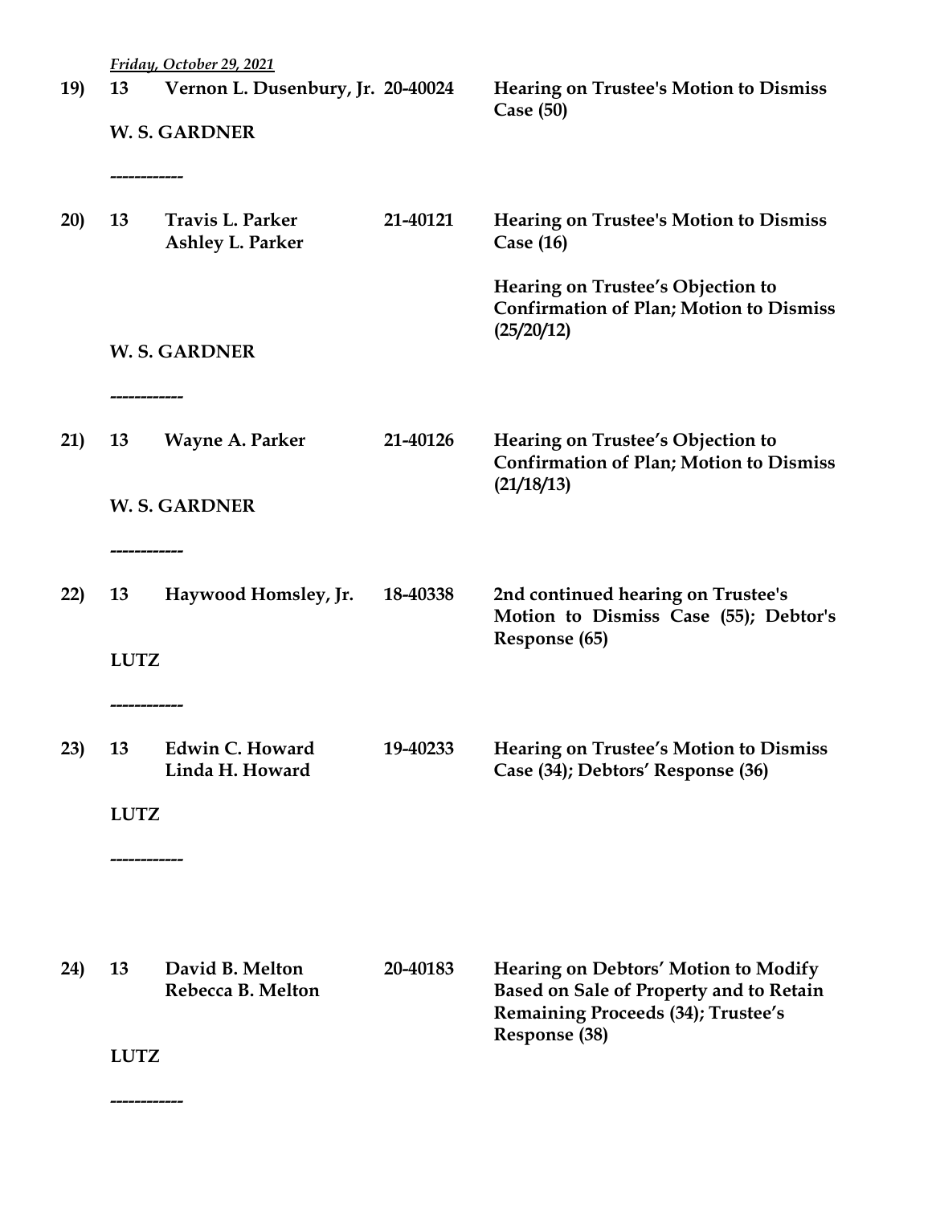*Friday, October 29, 2021*

**19)** **13** **Vernon L. Dusenbury, Jr.** **20-40024** **Hearing on Trustee's Motion to Dismiss Case (50)**

**W. S. GARDNER**

------------

**20)** **13** **Travis L. Parker** **21-40121** **Hearing on Trustee's Motion to Dismiss Case (16)**
**Ashley L. Parker**

**Hearing on Trustee's Objection to Confirmation of Plan; Motion to Dismiss (25/20/12)**

**W. S. GARDNER**

------------

**21)** **13** **Wayne A. Parker** **21-40126** **Hearing on Trustee's Objection to Confirmation of Plan; Motion to Dismiss (21/18/13)**

**W. S. GARDNER**

------------

**22)** **13** **Haywood Homsley, Jr.** **18-40338** **2nd continued hearing on Trustee's Motion to Dismiss Case (55); Debtor's Response (65)**

**LUTZ**

------------

**23)** **13** **Edwin C. Howard** **19-40233** **Hearing on Trustee's Motion to Dismiss Case (34); Debtors' Response (36)**
**Linda H. Howard**

**LUTZ**

------------

**24)** **13** **David B. Melton** **20-40183** **Hearing on Debtors' Motion to Modify Based on Sale of Property and to Retain Remaining Proceeds (34); Trustee's Response (38)**
**Rebecca B. Melton**

**LUTZ**

------------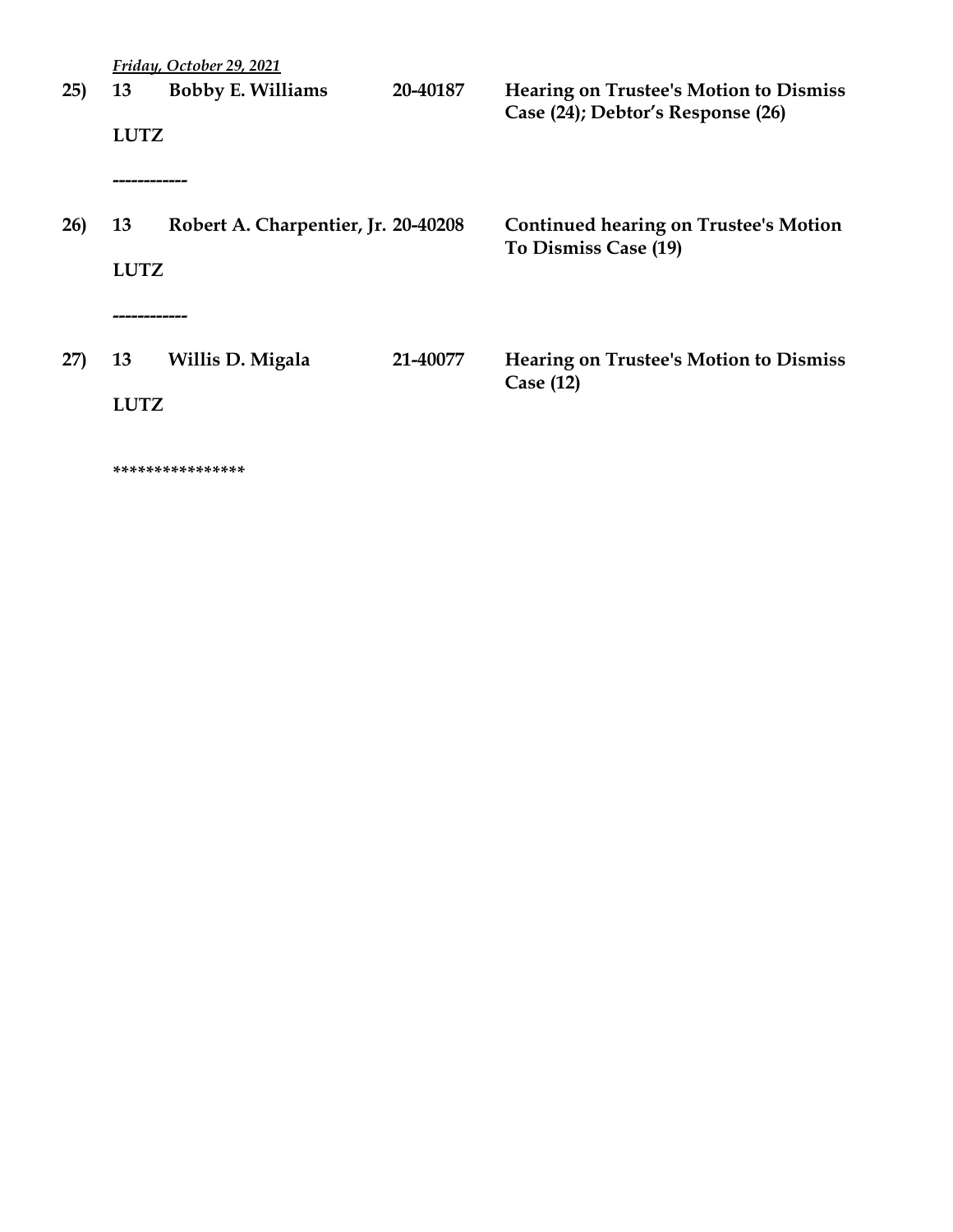***Friday, October 29, 2021***

**25) 13 Bobby E. Williams 20-40187 Hearing on Trustee's Motion to Dismiss Case (24); Debtor's Response (26)**

**LUTZ**

**------------**

**26) 13 Robert A. Charpentier, Jr. 20-40208 Continued hearing on Trustee's Motion To Dismiss Case (19)**

**LUTZ**

**------------**

**27) 13 Willis D. Migala 21-40077 Hearing on Trustee's Motion to Dismiss Case (12)**

**LUTZ**

****************